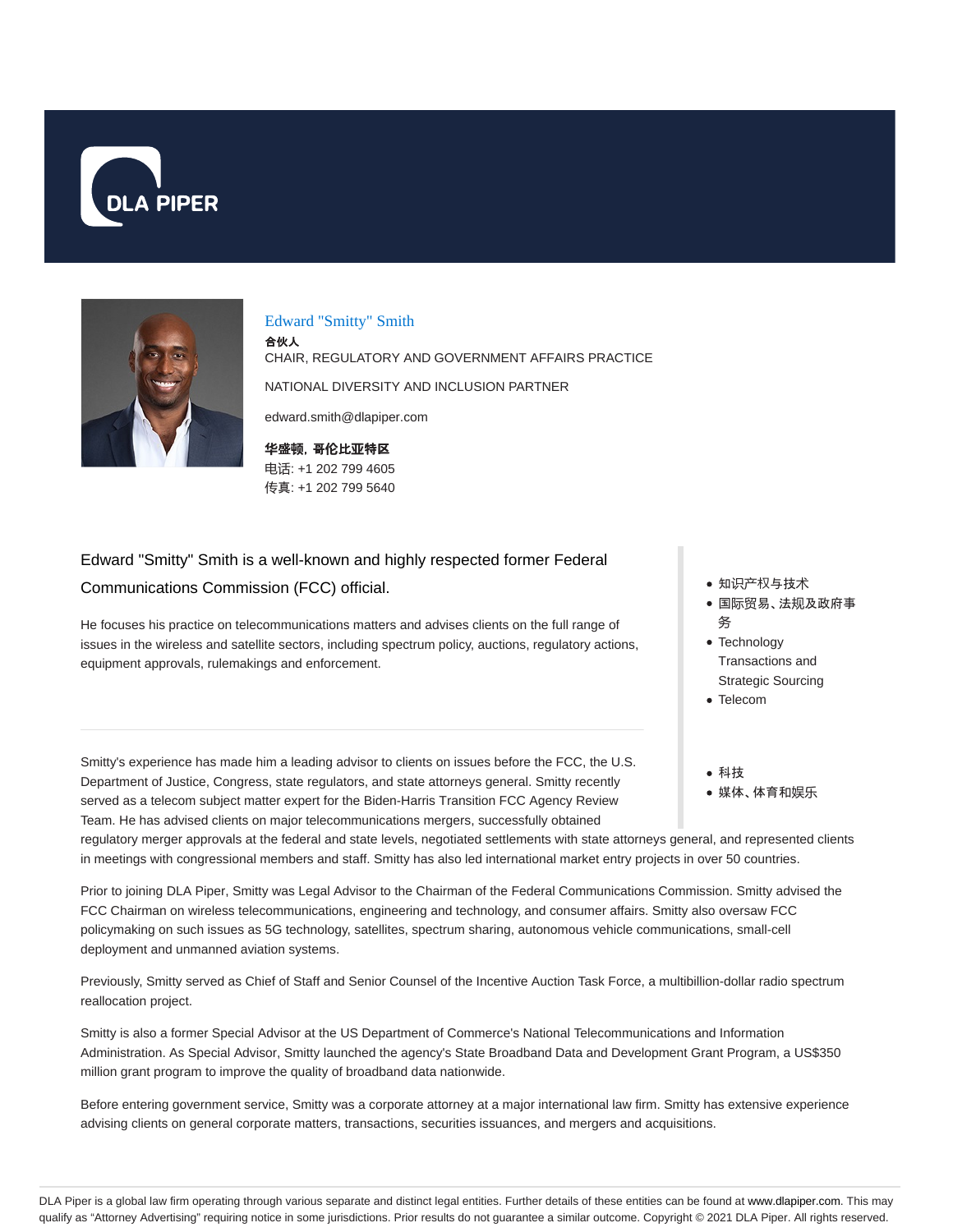DLA PIPER

## Edward "Smitty" Smith

**合伙人**

CHAIR, REGULATORY AND GOVERNMENT AFFAIRS PRACTICE

NATIONAL DIVERSITY AND INCLUSION PARTNER

edward.smith@dlapiper.com

**华盛顿，哥伦比亚特区**

电话: +1 202 799 4605

传真: +1 202 799 5640

Edward "Smitty" Smith is a well-known and highly respected former Federal Communications Commission (FCC) official.

He focuses his practice on telecommunications matters and advises clients on the full range of issues in the wireless and satellite sectors, including spectrum policy, auctions, regulatory actions, equipment approvals, rulemakings and enforcement.

- 知识产权与技术
- 国际贸易、法规及政府事务
- Technology Transactions and Strategic Sourcing
- Telecom

- 科技
- 媒体、体育和娱乐

---

Smitty's experience has made him a leading advisor to clients on issues before the FCC, the U.S. Department of Justice, Congress, state regulators, and state attorneys general. Smitty recently served as a telecom subject matter expert for the Biden-Harris Transition FCC Agency Review Team. He has advised clients on major telecommunications mergers, successfully obtained regulatory merger approvals at the federal and state levels, negotiated settlements with state attorneys general, and represented clients in meetings with congressional members and staff. Smitty has also led international market entry projects in over 50 countries.

Prior to joining DLA Piper, Smitty was Legal Advisor to the Chairman of the Federal Communications Commission. Smitty advised the FCC Chairman on wireless telecommunications, engineering and technology, and consumer affairs. Smitty also oversaw FCC policymaking on such issues as 5G technology, satellites, spectrum sharing, autonomous vehicle communications, small-cell deployment and unmanned aviation systems.

Previously, Smitty served as Chief of Staff and Senior Counsel of the Incentive Auction Task Force, a multibillion-dollar radio spectrum reallocation project.

Smitty is also a former Special Advisor at the US Department of Commerce's National Telecommunications and Information Administration. As Special Advisor, Smitty launched the agency's State Broadband Data and Development Grant Program, a US$350 million grant program to improve the quality of broadband data nationwide.

Before entering government service, Smitty was a corporate attorney at a major international law firm. Smitty has extensive experience advising clients on general corporate matters, transactions, securities issuances, and mergers and acquisitions.

DLA Piper is a global law firm operating through various separate and distinct legal entities. Further details of these entities can be found at www.dlapiper.com. This may qualify as "Attorney Advertising" requiring notice in some jurisdictions. Prior results do not guarantee a similar outcome. Copyright © 2021 DLA Piper. All rights reserved.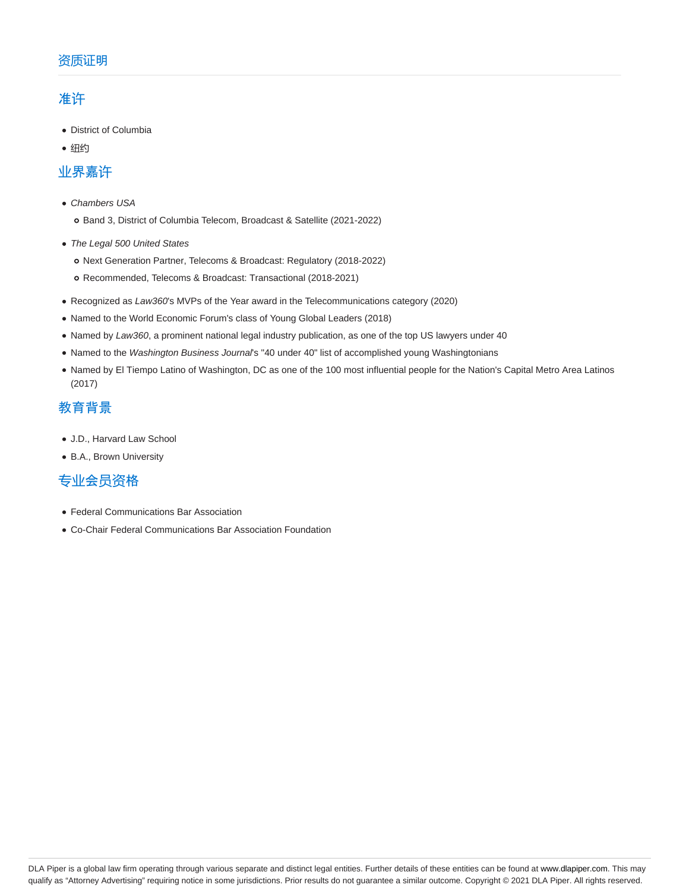## 资质证明

### 准许

- District of Columbia
- 纽约

### 业界嘉许

- *Chambers USA*
  - Band 3, District of Columbia Telecom, Broadcast & Satellite (2021-2022)
- *The Legal 500 United States*
  - Next Generation Partner, Telecoms & Broadcast: Regulatory (2018-2022)
  - Recommended, Telecoms & Broadcast: Transactional (2018-2021)
- Recognized as *Law360*'s MVPs of the Year award in the Telecommunications category (2020)
- Named to the World Economic Forum's class of Young Global Leaders (2018)
- Named by *Law360*, a prominent national legal industry publication, as one of the top US lawyers under 40
- Named to the *Washington Business Journal*'s "40 under 40" list of accomplished young Washingtonians
- Named by El Tiempo Latino of Washington, DC as one of the 100 most influential people for the Nation's Capital Metro Area Latinos (2017)

### 教育背景

- J.D., Harvard Law School
- B.A., Brown University

### 专业会员资格

- Federal Communications Bar Association
- Co-Chair Federal Communications Bar Association Foundation

DLA Piper is a global law firm operating through various separate and distinct legal entities. Further details of these entities can be found at www.dlapiper.com. This may qualify as "Attorney Advertising" requiring notice in some jurisdictions. Prior results do not guarantee a similar outcome. Copyright © 2021 DLA Piper. All rights reserved.